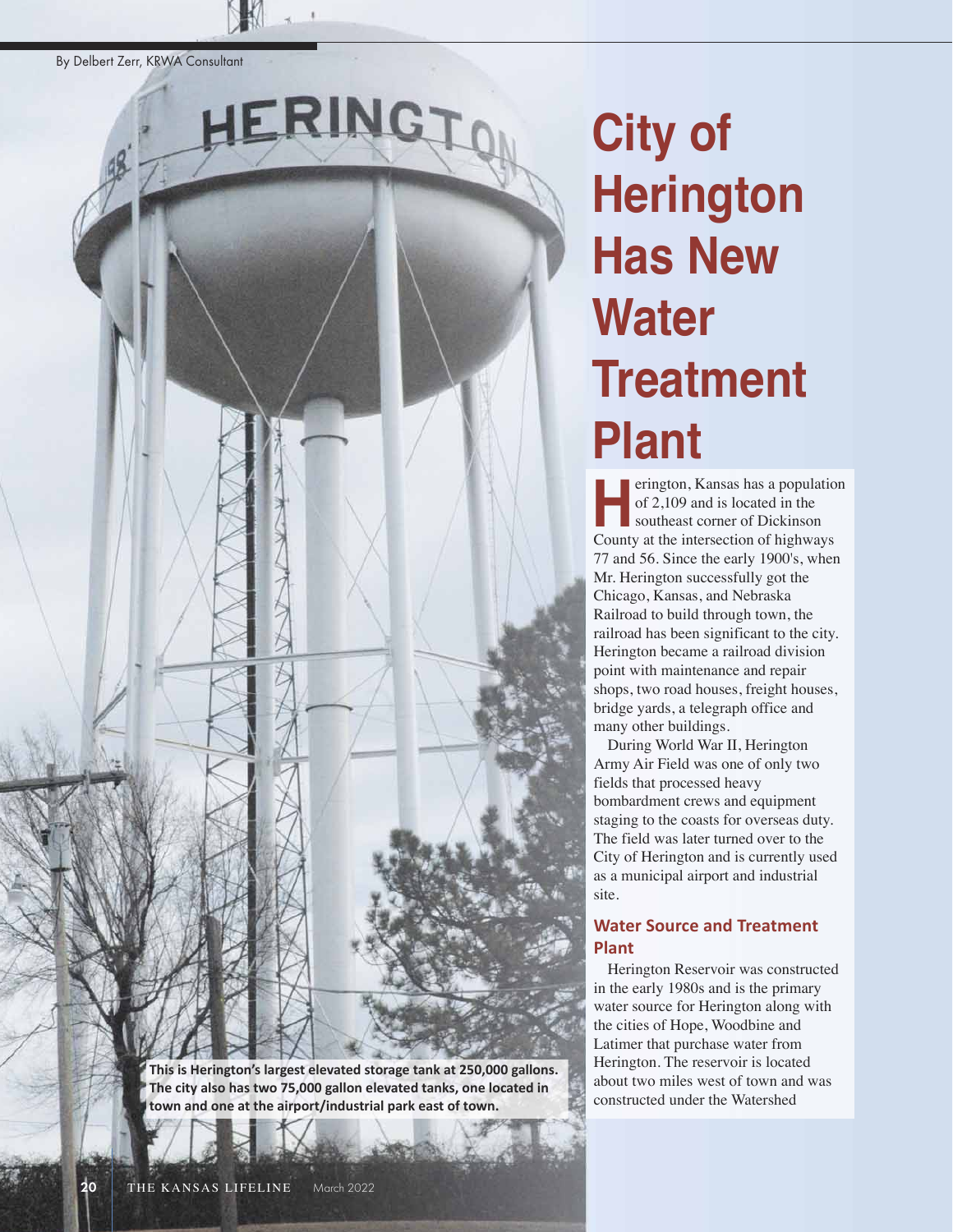By Delbert Zerr, KRWA Consultant

# City of Herington Has New Water Treatment Plant

This is Herington's largest elevated storage tank at 250,000 gallons. The city also has two 75,000 gallon elevated tanks, one located in town and one at the airport/industrial park east of town.

Herington, Kansas has a population of 2,109 and is located in the southeast corner of Dickinson County at the intersection of highways 77 and 56. Since the early 1900's, when Mr. Herington successfully got the Chicago, Kansas, and Nebraska Railroad to build through town, the railroad has been significant to the city. Herington became a railroad division point with maintenance and repair shops, two road houses, freight houses, bridge yards, a telegraph office and many other buildings.

During World War II, Herington Army Air Field was one of only two fields that processed heavy bombardment crews and equipment staging to the coasts for overseas duty. The field was later turned over to the City of Herington and is currently used as a municipal airport and industrial site.

## Water Source and Treatment Plant

Herington Reservoir was constructed in the early 1980s and is the primary water source for Herington along with the cities of Hope, Woodbine and Latimer that purchase water from Herington. The reservoir is located about two miles west of town and was constructed under the Watershed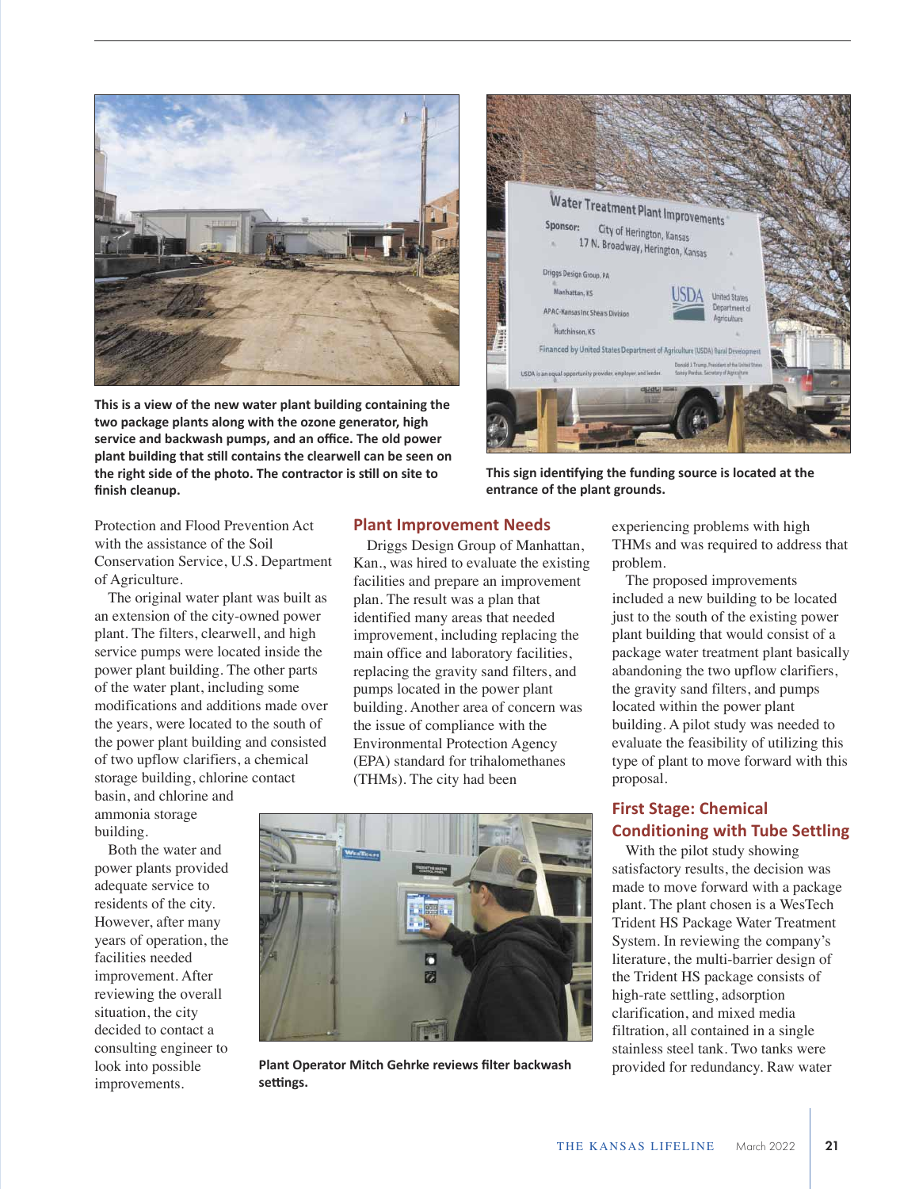This is a view of the new water plant building containing the two package plants along with the ozone generator, high service and backwash pumps, and an office. The old power plant building that still contains the clearwell can be seen on the right side of the photo. The contractor is still on site to finish cleanup.

This sign identifying the funding source is located at the entrance of the plant grounds.

Protection and Flood Prevention Act with the assistance of the Soil Conservation Service, U.S. Department of Agriculture.

The original water plant was built as an extension of the city-owned power plant. The filters, clearwell, and high service pumps were located inside the power plant building. The other parts of the water plant, including some modifications and additions made over the years, were located to the south of the power plant building and consisted of two upflow clarifiers, a chemical storage building, chlorine contact basin, and chlorine and ammonia storage building.

Both the water and power plants provided adequate service to residents of the city. However, after many years of operation, the facilities needed improvement. After reviewing the overall situation, the city decided to contact a consulting engineer to look into possible improvements.

## Plant Improvement Needs

Driggs Design Group of Manhattan, Kan., was hired to evaluate the existing facilities and prepare an improvement plan. The result was a plan that identified many areas that needed improvement, including replacing the main office and laboratory facilities, replacing the gravity sand filters, and pumps located in the power plant building. Another area of concern was the issue of compliance with the Environmental Protection Agency (EPA) standard for trihalomethanes (THMs). The city had been experiencing problems with high THMs and was required to address that problem.

The proposed improvements included a new building to be located just to the south of the existing power plant building that would consist of a package water treatment plant basically abandoning the two upflow clarifiers, the gravity sand filters, and pumps located within the power plant building. A pilot study was needed to evaluate the feasibility of utilizing this type of plant to move forward with this proposal.

Plant Operator Mitch Gehrke reviews filter backwash settings.

## First Stage: Chemical Conditioning with Tube Settling

With the pilot study showing satisfactory results, the decision was made to move forward with a package plant. The plant chosen is a WesTech Trident HS Package Water Treatment System. In reviewing the company's literature, the multi-barrier design of the Trident HS package consists of high-rate settling, adsorption clarification, and mixed media filtration, all contained in a single stainless steel tank. Two tanks were provided for redundancy. Raw water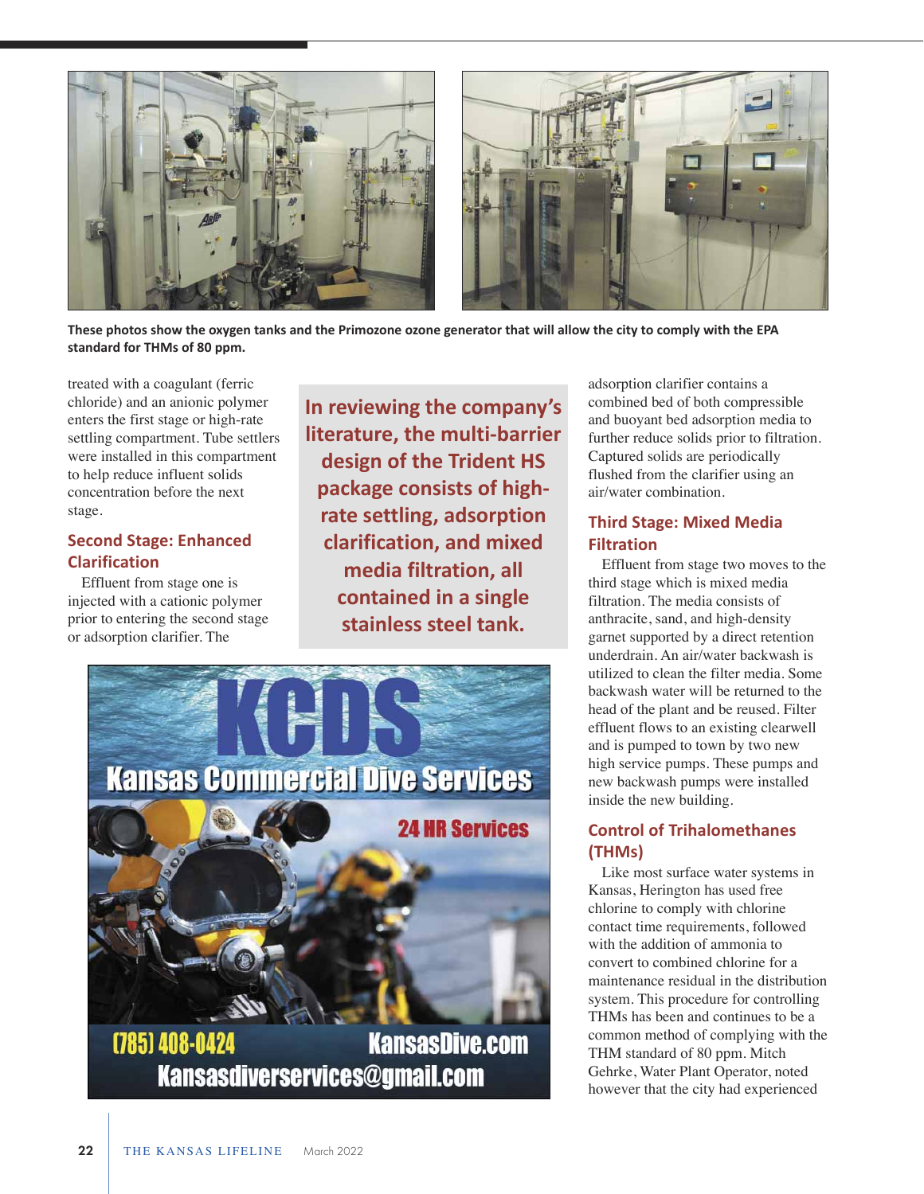These photos show the oxygen tanks and the Primozone ozone generator that will allow the city to comply with the EPA standard for THMs of 80 ppm.

treated with a coagulant (ferric chloride) and an anionic polymer enters the first stage or high-rate settling compartment. Tube settlers were installed in this compartment to help reduce influent solids concentration before the next stage.

## Second Stage: Enhanced Clarification

Effluent from stage one is injected with a cationic polymer prior to entering the second stage or adsorption clarifier. The adsorption clarifier contains a combined bed of both compressible and buoyant bed adsorption media to further reduce solids prior to filtration. Captured solids are periodically flushed from the clarifier using an air/water combination.

> **In reviewing the company's literature, the multi-barrier design of the Trident HS package consists of high-rate settling, adsorption clarification, and mixed media filtration, all contained in a single stainless steel tank.**

## Third Stage: Mixed Media Filtration

Effluent from stage two moves to the third stage which is mixed media filtration. The media consists of anthracite, sand, and high-density garnet supported by a direct retention underdrain. An air/water backwash is utilized to clean the filter media. Some backwash water will be returned to the head of the plant and be reused. Filter effluent flows to an existing clearwell and is pumped to town by two new high service pumps. These pumps and new backwash pumps were installed inside the new building.

## Control of Trihalomethanes (THMs)

Like most surface water systems in Kansas, Herington has used free chlorine to comply with chlorine contact time requirements, followed with the addition of ammonia to convert to combined chlorine for a maintenance residual in the distribution system. This procedure for controlling THMs has been and continues to be a common method of complying with the THM standard of 80 ppm. Mitch Gehrke, Water Plant Operator, noted however that the city had experienced

**KCDS**
**Kansas Commercial Dive Services**
**24 HR Services**
**(785) 408-0424 KansasDive.com**
**Kansasdiverservices@gmail.com**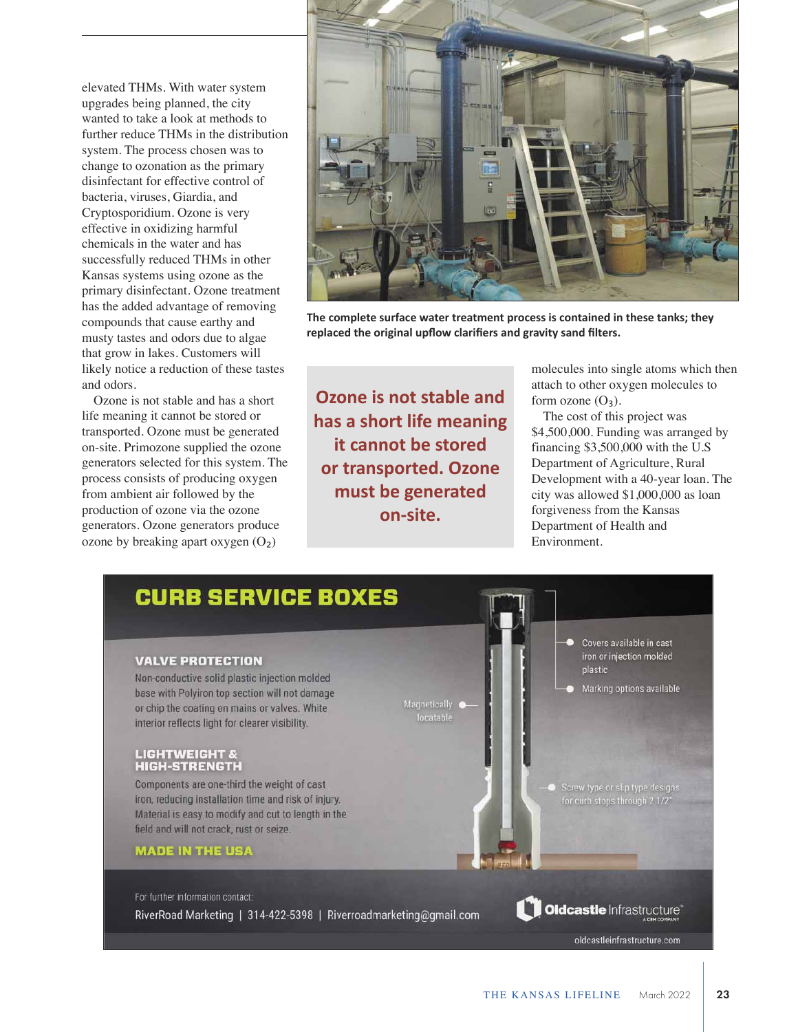elevated THMs. With water system upgrades being planned, the city wanted to take a look at methods to further reduce THMs in the distribution system. The process chosen was to change to ozonation as the primary disinfectant for effective control of bacteria, viruses, Giardia, and Cryptosporidium. Ozone is very effective in oxidizing harmful chemicals in the water and has successfully reduced THMs in other Kansas systems using ozone as the primary disinfectant. Ozone treatment has the added advantage of removing compounds that cause earthy and musty tastes and odors due to algae that grow in lakes. Customers will likely notice a reduction of these tastes and odors.

Ozone is not stable and has a short life meaning it cannot be stored or transported. Ozone must be generated on-site. Primozone supplied the ozone generators selected for this system. The process consists of producing oxygen from ambient air followed by the production of ozone via the ozone generators. Ozone generators produce ozone by breaking apart oxygen ($O_2$) molecules into single atoms which then attach to other oxygen molecules to form ozone ($O_3$).

The complete surface water treatment process is contained in these tanks; they replaced the original upflow clarifiers and gravity sand filters.

**Ozone is not stable and has a short life meaning it cannot be stored or transported. Ozone must be generated on-site.**

The cost of this project was $4,500,000. Funding was arranged by financing $3,500,000 with the U.S Department of Agriculture, Rural Development with a 40-year loan. The city was allowed $1,000,000 as loan forgiveness from the Kansas Department of Health and Environment.

## CURB SERVICE BOXES

### VALVE PROTECTION

Non-conductive solid plastic injection molded base with Polyiron top section will not damage or chip the coating on mains or valves. White interior reflects light for clearer visibility.

### LIGHTWEIGHT & HIGH-STRENGTH

Components are one-third the weight of cast iron, reducing installation time and risk of injury. Material is easy to modify and cut to length in the field and will not crack, rust or seize.

**MADE IN THE USA**

- Covers available in cast iron or injection molded plastic
- Marking options available
- Magnetically locatable
- Screw type or slip type designs for curb stops through 2 1/2"

For further information contact:
RiverRoad Marketing | 314-422-5398 | Riverroadmarketing@gmail.com

Oldcastle Infrastructure™ A CRH COMPANY
oldcastleinfrastructure.com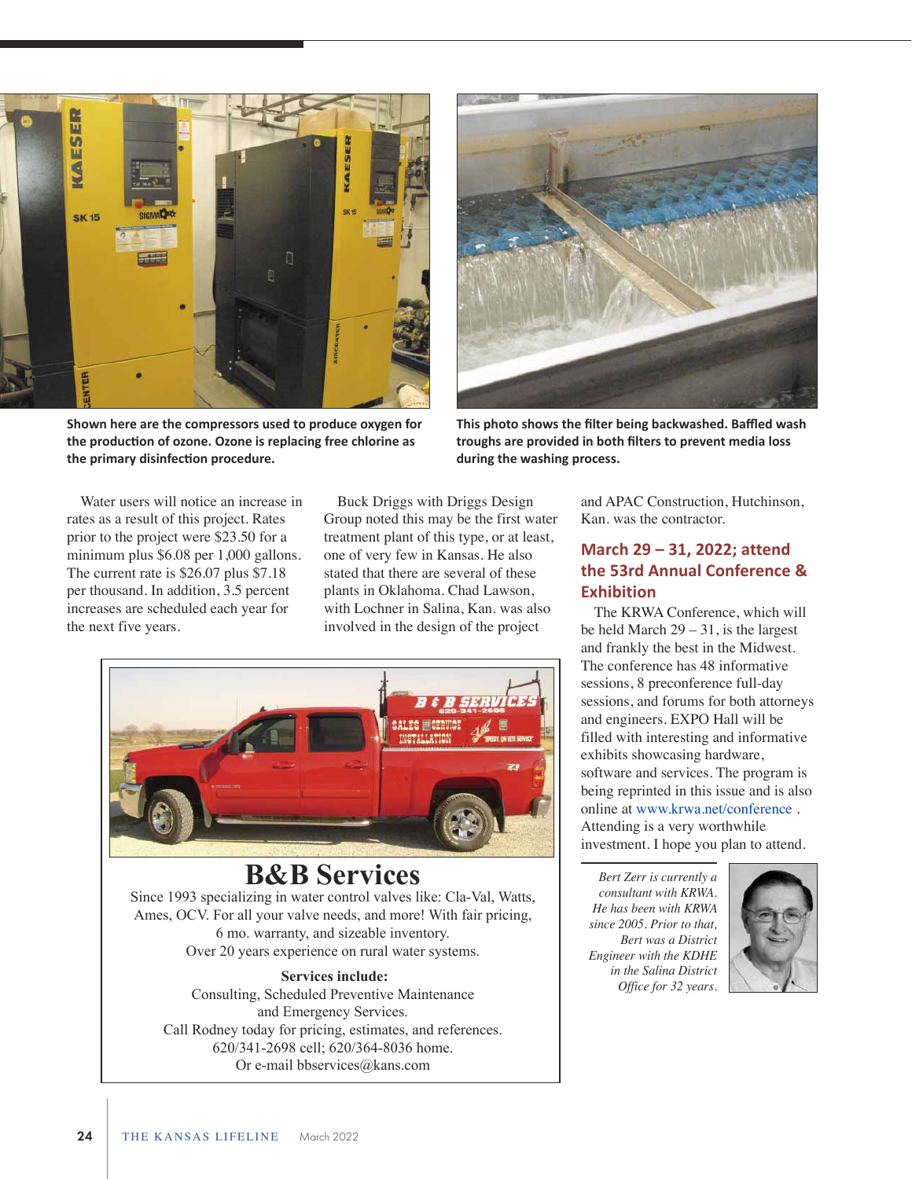Shown here are the compressors used to produce oxygen for the production of ozone. Ozone is replacing free chlorine as the primary disinfection procedure.

This photo shows the filter being backwashed. Baffled wash troughs are provided in both filters to prevent media loss during the washing process.

Water users will notice an increase in rates as a result of this project. Rates prior to the project were $23.50 for a minimum plus $6.08 per 1,000 gallons. The current rate is $26.07 plus $7.18 per thousand. In addition, 3.5 percent increases are scheduled each year for the next five years.

Buck Driggs with Driggs Design Group noted this may be the first water treatment plant of this type, or at least, one of very few in Kansas. He also stated that there are several of these plants in Oklahoma. Chad Lawson, with Lochner in Salina, Kan. was also involved in the design of the project and APAC Construction, Hutchinson, Kan. was the contractor.

## March 29 – 31, 2022; attend the 53rd Annual Conference & Exhibition

The KRWA Conference, which will be held March 29 – 31, is the largest and frankly the best in the Midwest. The conference has 48 informative sessions, 8 preconference full-day sessions, and forums for both attorneys and engineers. EXPO Hall will be filled with interesting and informative exhibits showcasing hardware, software and services. The program is being reprinted in this issue and is also online at www.krwa.net/conference . Attending is a very worthwhile investment. I hope you plan to attend.

*Bert Zerr is currently a consultant with KRWA. He has been with KRWA since 2005. Prior to that, Bert was a District Engineer with the KDHE in the Salina District Office for 32 years.*

---

# B&B Services

Since 1993 specializing in water control valves like: Cla-Val, Watts, Ames, OCV. For all your valve needs, and more! With fair pricing, 6 mo. warranty, and sizeable inventory.
Over 20 years experience on rural water systems.

**Services include:**
Consulting, Scheduled Preventive Maintenance and Emergency Services.
Call Rodney today for pricing, estimates, and references.
620/341-2698 cell; 620/364-8036 home.
Or e-mail bbservices@kans.com